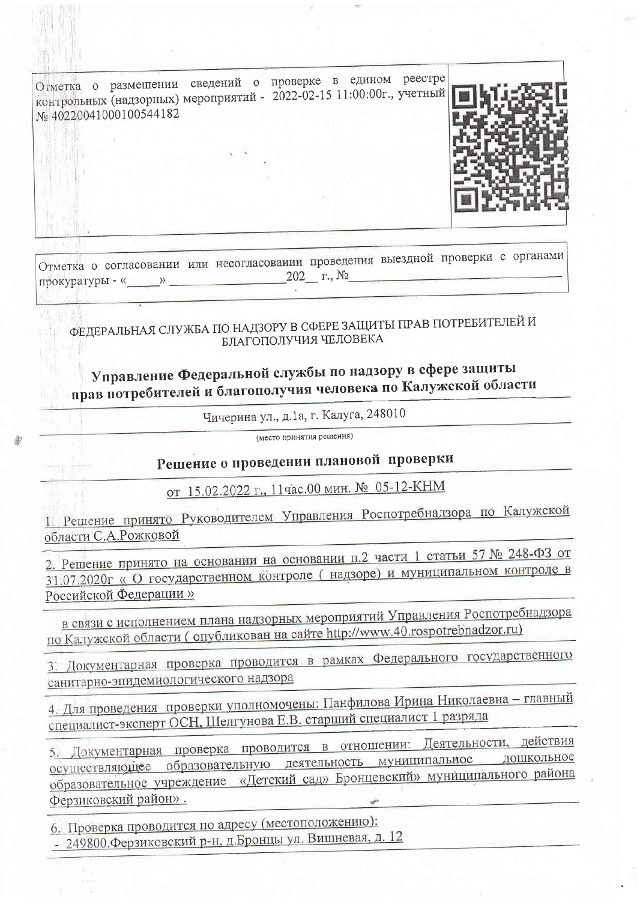Отметка о размещении сведений о проверке в едином реестре контрольных (надзорных) мероприятий - 2022-02-15 11:00:00г., учетный № 40220041000100544182

Отметка о согласовании или несогласовании проведения выездной проверки с органами прокуратуры - «\_\_\_\_\_» \_\_\_\_\_\_\_\_\_\_\_\_\_\_\_\_\_ 202\_\_ г., №\_\_\_\_\_\_\_\_\_\_\_\_\_\_\_\_\_\_\_\_\_\_\_\_\_\_\_\_\_\_

ФЕДЕРАЛЬНАЯ СЛУЖБА ПО НАДЗОРУ В СФЕРЕ ЗАЩИТЫ ПРАВ ПОТРЕБИТЕЛЕЙ И БЛАГОПОЛУЧИЯ ЧЕЛОВЕКА

**Управление Федеральной службы по надзору в сфере защиты прав потребителей и благополучия человека по Калужской области**

Чичерина ул., д.1а, г. Калуга, 248010

(место принятия решения)

## Решение о проведении плановой проверки

от 15.02.2022 г., 11час.00 мин. № 05-12-КНМ

1. Решение принято Руководителем Управления Роспотребнадзора по Калужской области С.А.Рожковой

2. Решение принято на основании на основании п.2 части 1 статьи 57 № 248-ФЗ от 31.07.2020г « О государственном контроле ( надзоре) и муниципальном контроле в Российской Федерации »

в связи с исполнением плана надзорных мероприятий Управления Роспотребнадзора по Калужской области ( опубликован на сайте http://www.40.rospotrebnadzor.ru)

3. Документарная проверка проводится в рамках Федерального государственного санитарно-эпидемиологического надзора

4. Для проведения проверки уполномочены: Панфилова Ирина Николаевна – главный специалист-эксперт ОСН, Шелгунова Е.В. старший специалист 1 разряда

5. Документарная проверка проводится в отношении: Деятельности, действия осуществляющее образовательную деятельность муниципальное дошкольное образовательное учреждение «Детский сад» Бронцевский» муниципального района Ферзиковский район» .

6. Проверка проводится по адресу (местоположению):
- 249800.Ферзиковский р-н, д.Бронцы ул. Вишневая, д. 12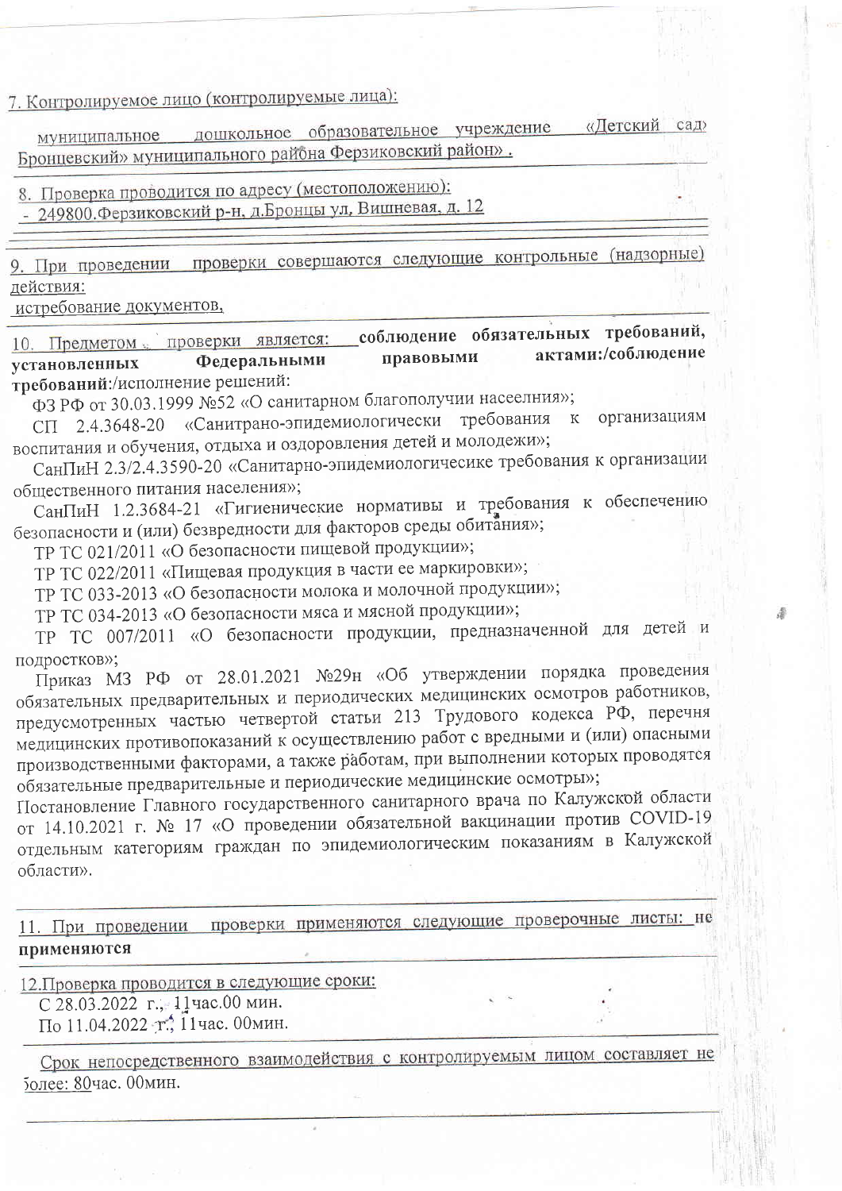7. Контролируемое лицо (контролируемые лица):

муниципальное дошкольное образовательное учреждение «Детский сад» Бронцевский» муниципального района Ферзиковский район» .

8. Проверка проводится по адресу (местоположению):
- 249800.Ферзиковский р-н, д.Бронцы ул, Вишневая, д. 12

9. При проведении проверки совершаются следующие контрольные (надзорные) действия:
истребование документов,

10. Предметом проверки является: **соблюдение обязательных требований, установленных Федеральными правовыми актами:/соблюдение требований**:/исполнение решений:

ФЗ РФ от 30.03.1999 №52 «О санитарном благополучии насеелния»;

СП 2.4.3648-20 «Санитрано-эпидемиологически требования к организациям воспитания и обучения, отдыха и оздоровления детей и молодежи»;

СанПиН 2.3/2.4.3590-20 «Санитарно-эпидемиологичесике требования к организации общественного питания населения»;

СанПиН 1.2.3684-21 «Гигиенические нормативы и требования к обеспечению безопасности и (или) безвредности для факторов среды обитания»;

ТР ТС 021/2011 «О безопасности пищевой продукции»;

ТР ТС 022/2011 «Пищевая продукция в части ее маркировки»;

ТР ТС 033-2013 «О безопасности молока и молочной продукции»;

ТР ТС 034-2013 «О безопасности мяса и мясной продукции»;

ТР ТС 007/2011 «О безопасности продукции, предназначенной для детей и подростков»;

Приказ МЗ РФ от 28.01.2021 №29н «Об утверждении порядка проведения обязательных предварительных и периодических медицинских осмотров работников, предусмотренных частью четвертой статьи 213 Трудового кодекса РФ, перечня медицинских противопоказаний к осуществлению работ с вредными и (или) опасными производственными факторами, а также работам, при выполнении которых проводятся обязательные предварительные и периодические медицинские осмотры»;

Постановление Главного государственного санитарного врача по Калужской области от 14.10.2021 г. № 17 «О проведении обязательной вакцинации против COVID-19 отдельным категориям граждан по эпидемиологическим показаниям в Калужской области».

11. При проведении проверки применяются следующие проверочные листы: **не применяются**

12.Проверка проводится в следующие сроки:
С 28.03.2022 г., 11час.00 мин.
По 11.04.2022 г., 11час. 00мин.

Срок непосредственного взаимодействия с контролируемым лицом составляет не более: 80час. 00мин.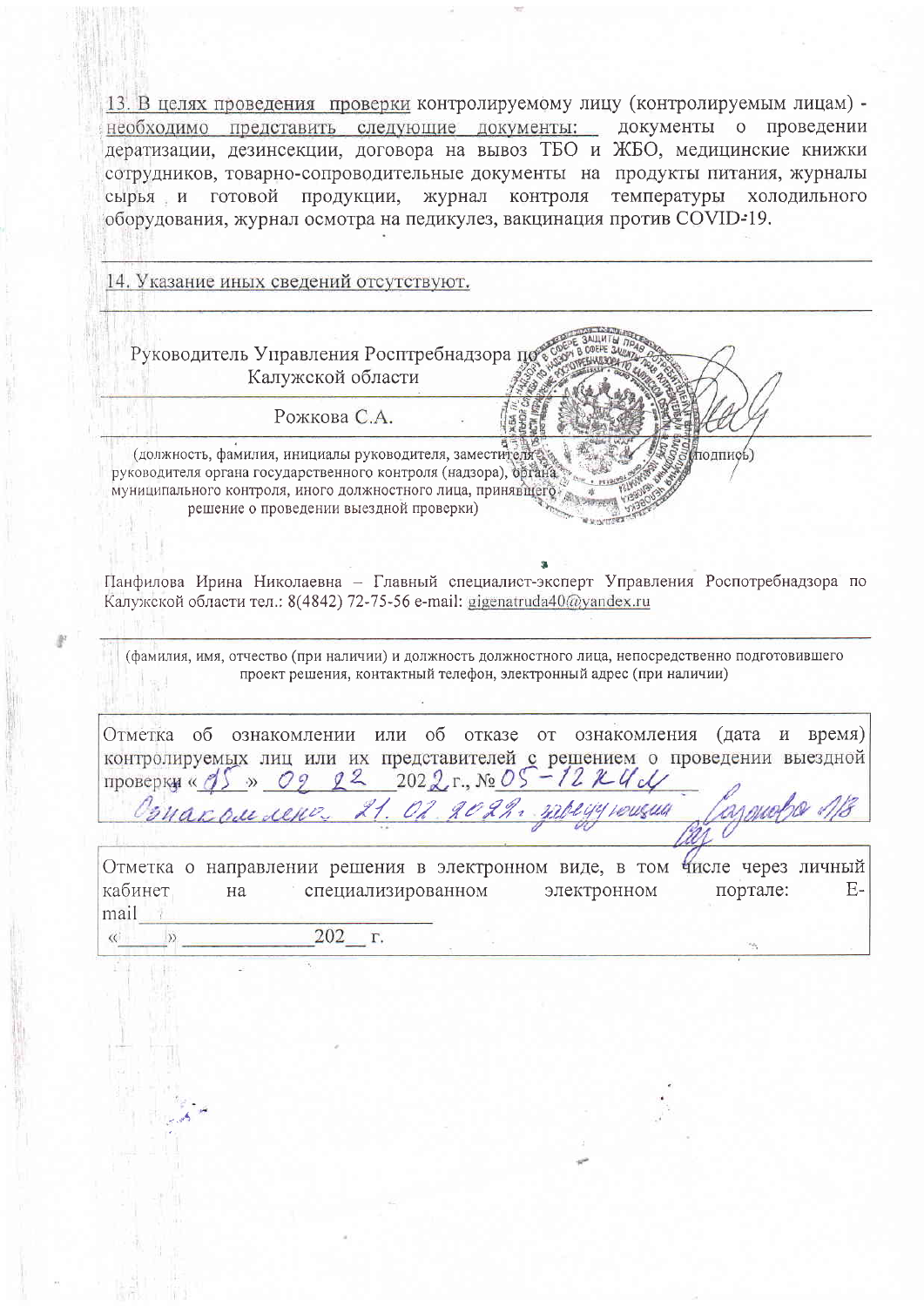13. В целях проведения проверки контролируемому лицу (контролируемым лицам) - необходимо представить следующие документы: документы о проведении дератизации, дезинсекции, договора на вывоз ТБО и ЖБО, медицинские книжки сотрудников, товарно-сопроводительные документы на продукты питания, журналы сырья и готовой продукции, журнал контроля температуры холодильного оборудования, журнал осмотра на педикулез, вакцинация против COVID-19.

14. Указание иных сведений отсутствуют.

Руководитель Управления Роспотребнадзора по Калужской области

Рожкова С.А.

(должность, фамилия, инициалы руководителя, заместителя руководителя органа государственного контроля (надзора), органа муниципального контроля, иного должностного лица, принявшего решение о проведении выездной проверки) (подпись)

Панфилова Ирина Николаевна – Главный специалист-эксперт Управления Роспотребнадзора по Калужской области тел.: 8(4842) 72-75-56 e-mail: gigenatruda40@yandex.ru

(фамилия, имя, отчество (при наличии) и должность должностного лица, непосредственно подготовившего проект решения, контактный телефон, электронный адрес (при наличии)

Отметка об ознакомлении или об отказе от ознакомления (дата и время) контролируемых лиц или их представителей с решением о проведении выездной проверки « 05 » 02 22 2022 г., № 05-12 КИЛ

Ознакомлена 21.02.2022 заведующая Сазонова М.В.

Отметка о направлении решения в электронном виде, в том числе через личный кабинет на специализированном электронном портале: E-mail ____________

« ___ » ____________ 202__ г.